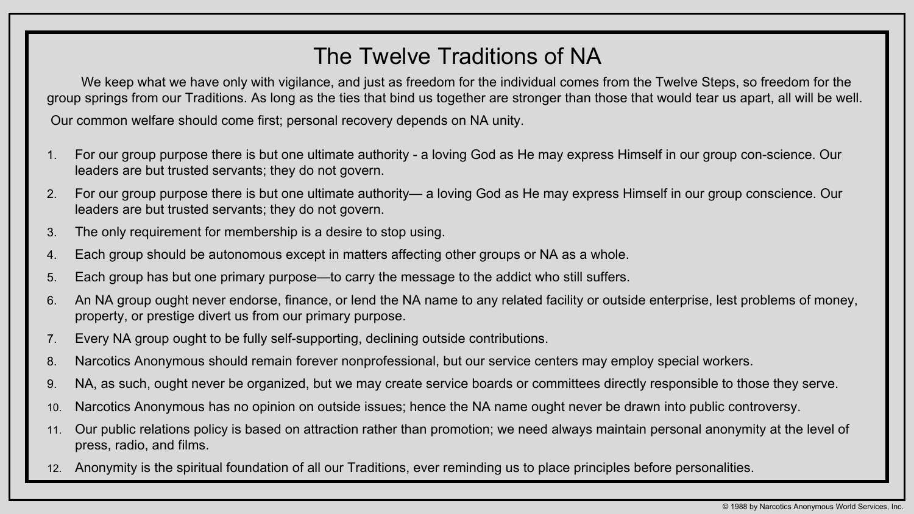# The Twelve Traditions of NA

We keep what we have only with vigilance, and just as freedom for the individual comes from the Twelve Steps, so freedom for the group springs from our Traditions. As long as the ties that bind us together are stronger than those that would tear us apart, all will be well.

Our common welfare should come first; personal recovery depends on NA unity.

1. For our group purpose there is but one ultimate authority - a loving God as He may express Himself in our group con-science. Our leaders are but trusted servants; they do not govern.
2. For our group purpose there is but one ultimate authority— a loving God as He may express Himself in our group conscience. Our leaders are but trusted servants; they do not govern.
3. The only requirement for membership is a desire to stop using.
4. Each group should be autonomous except in matters affecting other groups or NA as a whole.
5. Each group has but one primary purpose—to carry the message to the addict who still suffers.
6. An NA group ought never endorse, finance, or lend the NA name to any related facility or outside enterprise, lest problems of money, property, or prestige divert us from our primary purpose.
7. Every NA group ought to be fully self-supporting, declining outside contributions.
8. Narcotics Anonymous should remain forever nonprofessional, but our service centers may employ special workers.
9. NA, as such, ought never be organized, but we may create service boards or committees directly responsible to those they serve.
10. Narcotics Anonymous has no opinion on outside issues; hence the NA name ought never be drawn into public controversy.
11. Our public relations policy is based on attraction rather than promotion; we need always maintain personal anonymity at the level of press, radio, and films.
12. Anonymity is the spiritual foundation of all our Traditions, ever reminding us to place principles before personalities.

© 1988 by Narcotics Anonymous World Services, Inc.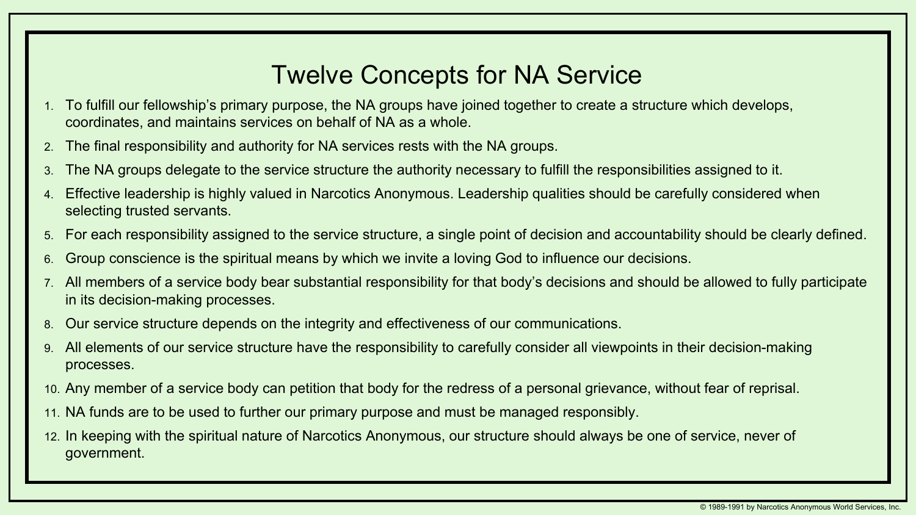# Twelve Concepts for NA Service

1. To fulfill our fellowship's primary purpose, the NA groups have joined together to create a structure which develops, coordinates, and maintains services on behalf of NA as a whole.
2. The final responsibility and authority for NA services rests with the NA groups.
3. The NA groups delegate to the service structure the authority necessary to fulfill the responsibilities assigned to it.
4. Effective leadership is highly valued in Narcotics Anonymous. Leadership qualities should be carefully considered when selecting trusted servants.
5. For each responsibility assigned to the service structure, a single point of decision and accountability should be clearly defined.
6. Group conscience is the spiritual means by which we invite a loving God to influence our decisions.
7. All members of a service body bear substantial responsibility for that body's decisions and should be allowed to fully participate in its decision-making processes.
8. Our service structure depends on the integrity and effectiveness of our communications.
9. All elements of our service structure have the responsibility to carefully consider all viewpoints in their decision-making processes.
10. Any member of a service body can petition that body for the redress of a personal grievance, without fear of reprisal.
11. NA funds are to be used to further our primary purpose and must be managed responsibly.
12. In keeping with the spiritual nature of Narcotics Anonymous, our structure should always be one of service, never of government.

© 1989-1991 by Narcotics Anonymous World Services, Inc.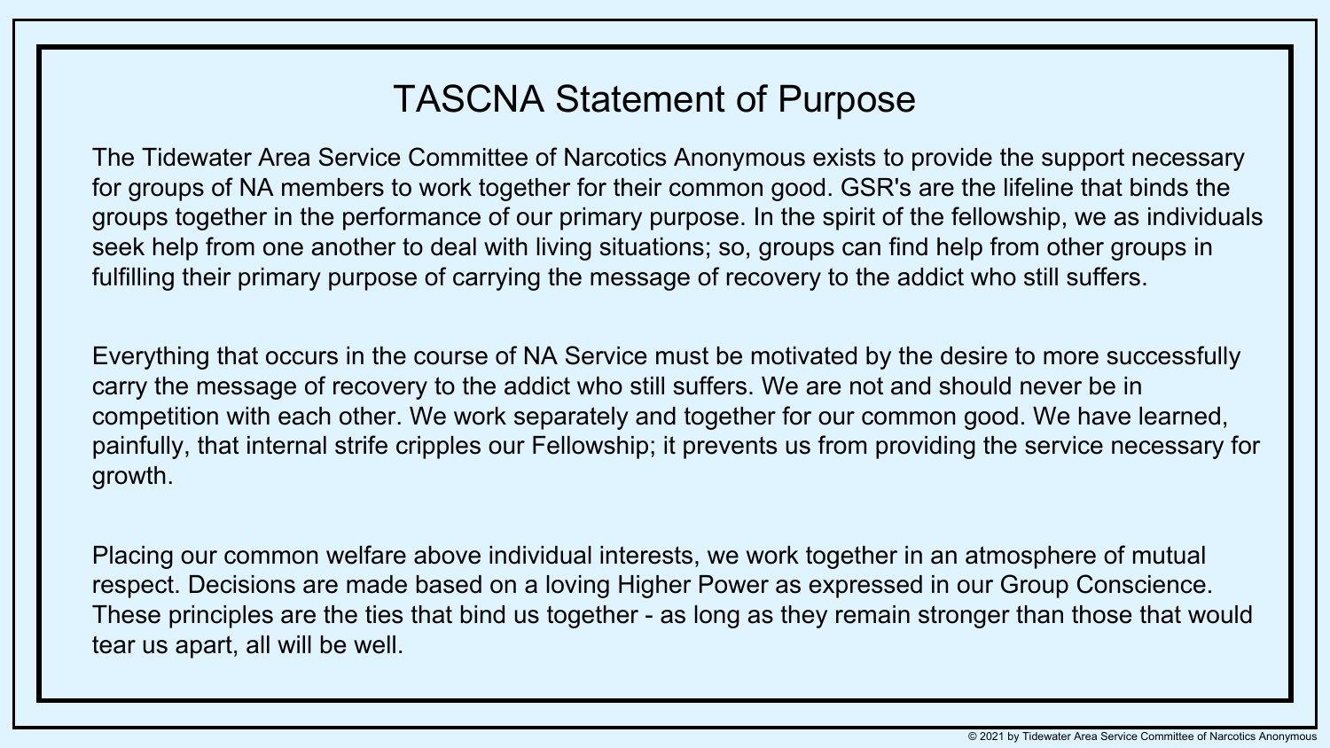# TASCNA Statement of Purpose

The Tidewater Area Service Committee of Narcotics Anonymous exists to provide the support necessary for groups of NA members to work together for their common good. GSR's are the lifeline that binds the groups together in the performance of our primary purpose. In the spirit of the fellowship, we as individuals seek help from one another to deal with living situations; so, groups can find help from other groups in fulfilling their primary purpose of carrying the message of recovery to the addict who still suffers.

Everything that occurs in the course of NA Service must be motivated by the desire to more successfully carry the message of recovery to the addict who still suffers. We are not and should never be in competition with each other. We work separately and together for our common good. We have learned, painfully, that internal strife cripples our Fellowship; it prevents us from providing the service necessary for growth.

Placing our common welfare above individual interests, we work together in an atmosphere of mutual respect. Decisions are made based on a loving Higher Power as expressed in our Group Conscience. These principles are the ties that bind us together - as long as they remain stronger than those that would tear us apart, all will be well.

© 2021 by Tidewater Area Service Committee of Narcotics Anonymous